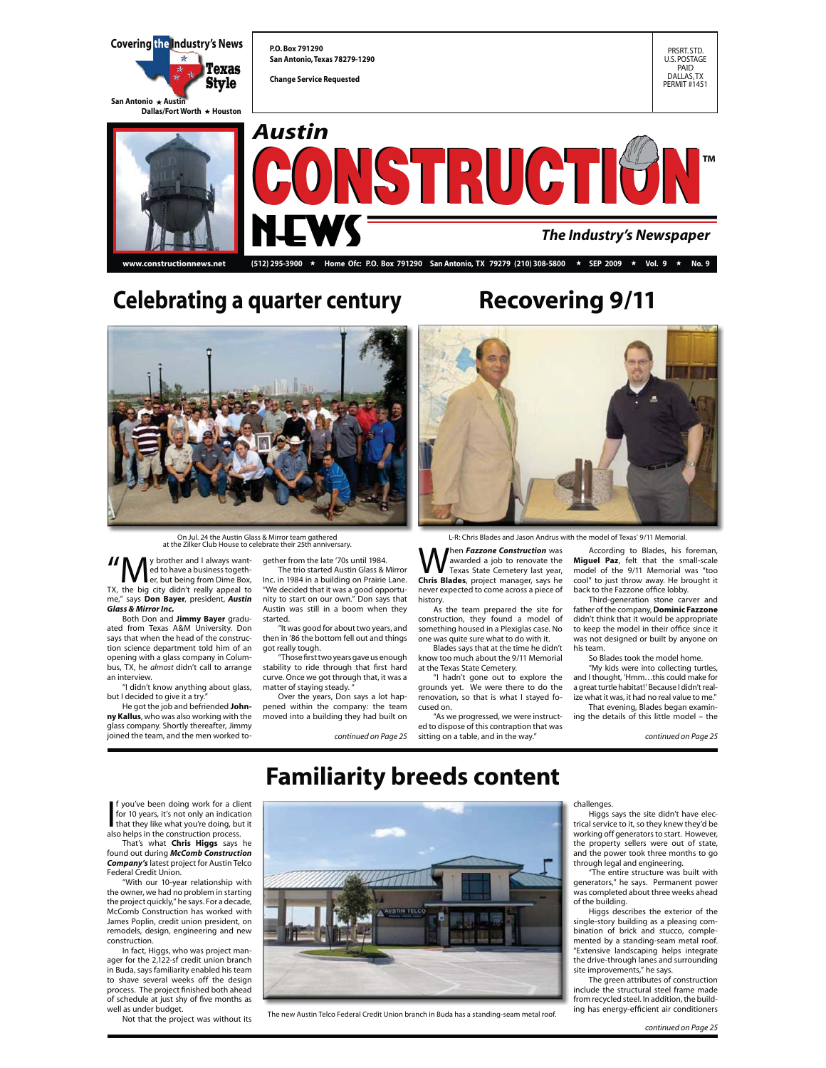Covering the Industry's News

Texas Style

San Antonio ★ Austin
Dallas/Fort Worth ★ Houston

P.O. Box 791290
San Antonio, Texas 78279-1290

Change Service Requested

PRSRT. STD.
U.S. POSTAGE
PAID
DALLAS, TX
PERMIT #1451

# Austin CONSTRUCTION NEWS™

*The Industry's Newspaper*

www.constructionnews.net (512) 295-3900 ★ Home Ofc: P.O. Box 791290 San Antonio, TX 79279 (210) 308-5800 ★ SEP 2009 ★ Vol. 9 ★ No. 9

## Celebrating a quarter century

On Jul. 24 the Austin Glass & Mirror team gathered at the Zilker Club House to celebrate their 25th anniversary.

"My brother and I always wanted to have a business together, but being from Dime Box, TX, the big city didn't really appeal to me," says **Don Bayer**, president, ***Austin Glass & Mirror Inc.***

Both Don and **Jimmy Bayer** graduated from Texas A&M University. Don says that when the head of the construction science department told him of an opening with a glass company in Columbus, TX, he *almost* didn't call to arrange an interview.

"I didn't know anything about glass, but I decided to give it a try."

He got the job and befriended **Johnny Kallus**, who was also working with the glass company. Shortly thereafter, Jimmy joined the team, and the men worked together from the late '70s until 1984.

The trio started Austin Glass & Mirror Inc. in 1984 in a building on Prairie Lane. "We decided that it was a good opportunity to start on our own." Don says that Austin was still in a boom when they started.

"It was good for about two years, and then in '86 the bottom fell out and things got really tough.

"Those first two years gave us enough stability to ride through that first hard curve. Once we got through that, it was a matter of staying steady. "

Over the years, Don says a lot happened within the company: the team moved into a building they had built on

*continued on Page 25*

## Recovering 9/11

L-R: Chris Blades and Jason Andrus with the model of Texas' 9/11 Memorial.

When ***Fazzone Construction*** was awarded a job to renovate the Texas State Cemetery last year, **Chris Blades**, project manager, says he never expected to come across a piece of history.

As the team prepared the site for construction, they found a model of something housed in a Plexiglas case. No one was quite sure what to do with it.

Blades says that at the time he didn't know too much about the 9/11 Memorial at the Texas State Cemetery.

"I hadn't gone out to explore the grounds yet. We were there to do the renovation, so that is what I stayed focused on.

"As we progressed, we were instructed to dispose of this contraption that was sitting on a table, and in the way."

According to Blades, his foreman, **Miguel Paz**, felt that the small-scale model of the 9/11 Memorial was "too cool" to just throw away. He brought it back to the Fazzone office lobby.

Third-generation stone carver and father of the company, **Dominic Fazzone** didn't think that it would be appropriate to keep the model in their office since it was not designed or built by anyone on his team.

So Blades took the model home.

"My kids were into collecting turtles, and I thought, 'Hmm…this could make for a great turtle habitat!' Because I didn't realize what it was, it had no real value to me."

That evening, Blades began examining the details of this little model – the

*continued on Page 25*

## Familiarity breeds content

The new Austin Telco Federal Credit Union branch in Buda has a standing-seam metal roof.

If you've been doing work for a client for 10 years, it's not only an indication that they like what you're doing, but it also helps in the construction process.

That's what **Chris Higgs** says he found out during ***McComb Construction Company's*** latest project for Austin Telco Federal Credit Union.

"With our 10-year relationship with the owner, we had no problem in starting the project quickly," he says. For a decade, McComb Construction has worked with James Poplin, credit union president, on remodels, design, engineering and new construction.

In fact, Higgs, who was project manager for the 2,122-sf credit union branch in Buda, says familiarity enabled his team to shave several weeks off the design process. The project finished both ahead of schedule at just shy of five months as well as under budget.

Not that the project was without its challenges.

Higgs says the site didn't have electrical service to it, so they knew they'd be working off generators to start. However, the property sellers were out of state, and the power took three months to go through legal and engineering.

"The entire structure was built with generators," he says. Permanent power was completed about three weeks ahead of the building.

Higgs describes the exterior of the single-story building as a pleasing combination of brick and stucco, complemented by a standing-seam metal roof. "Extensive landscaping helps integrate the drive-through lanes and surrounding site improvements," he says.

The green attributes of construction include the structural steel frame made from recycled steel. In addition, the building has energy-efficient air conditioners

*continued on Page 25*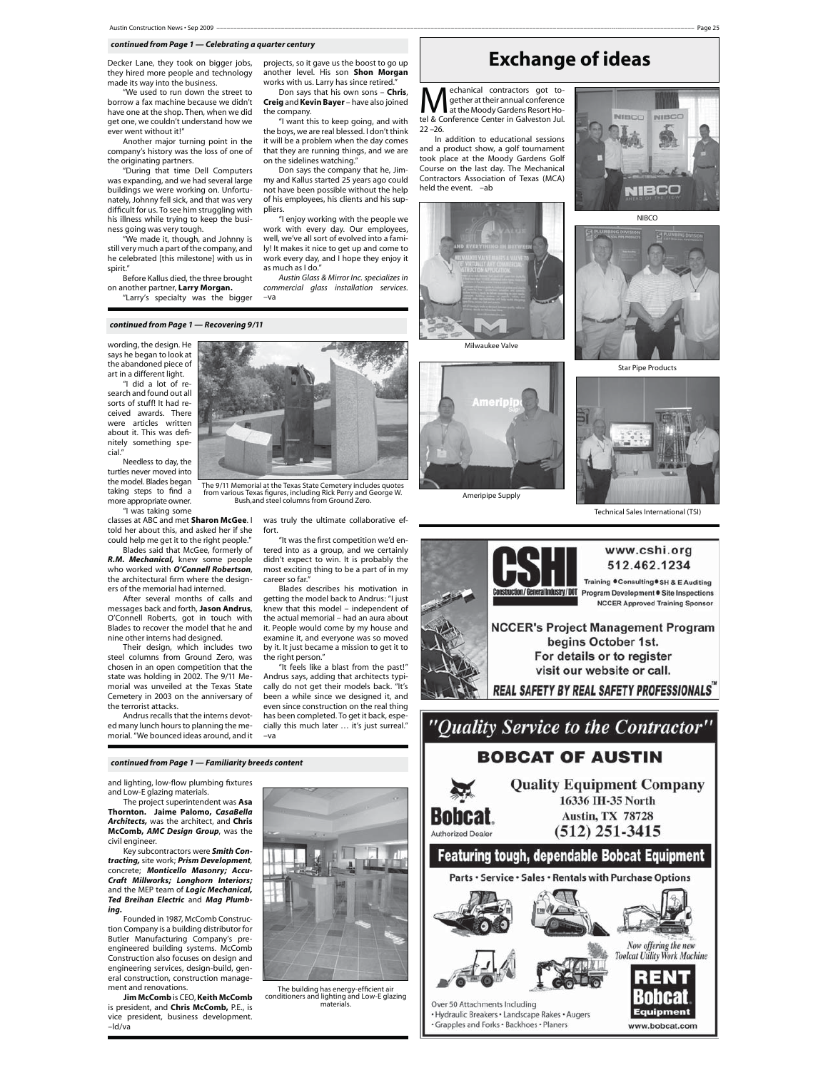*continued from Page 1 — Celebrating a quarter century*

Decker Lane, they took on bigger jobs, they hired more people and technology made its way into the business.

"We used to run down the street to borrow a fax machine because we didn't have one at the shop. Then, when we did get one, we couldn't understand how we ever went without it!"

Another major turning point in the company's history was the loss of one of the originating partners.

"During that time Dell Computers was expanding, and we had several large buildings we were working on. Unfortunately, Johnny fell sick, and that was very difficult for us. To see him struggling with his illness while trying to keep the business going was very tough.

"We made it, though, and Johnny is still very much a part of the company, and he celebrated [this milestone] with us in spirit."

Before Kallus died, the three brought on another partner, **Larry Morgan.**

"Larry's specialty was the bigger projects, so it gave us the boost to go up another level. His son **Shon Morgan** works with us. Larry has since retired."

Don says that his own sons – **Chris**, **Creig** and **Kevin Bayer** – have also joined the company.

"I want this to keep going, and with the boys, we are real blessed. I don't think it will be a problem when the day comes that they are running things, and we are on the sidelines watching."

Don says the company that he, Jimmy and Kallus started 25 years ago could not have been possible without the help of his employees, his clients and his suppliers.

"I enjoy working with the people we work with every day. Our employees, well, we've all sort of evolved into a family! It makes it nice to get up and come to work every day, and I hope they enjoy it as much as I do."

*Austin Glass & Mirror Inc. specializes in commercial glass installation services.* –va

*continued from Page 1 — Recovering 9/11*

wording, the design. He says he began to look at the abandoned piece of art in a different light.

"I did a lot of research and found out all sorts of stuff! It had received awards. There were articles written about it. This was definitely something special."

Needless to day, the turtles never moved into the model. Blades began taking steps to find a more appropriate owner.

The 9/11 Memorial at the Texas State Cemetery includes quotes from various Texas figures, including Rick Perry and George W. Bush,and steel columns from Ground Zero.

"I was taking some classes at ABC and met **Sharon McGee**. I told her about this, and asked her if she could help me get it to the right people."

Blades said that McGee, formerly of ***R.M. Mechanical,*** knew some people who worked with ***O'Connell Robertson***, the architectural firm where the designers of the memorial had interned.

After several months of calls and messages back and forth, **Jason Andrus**, O'Connell Roberts, got in touch with Blades to recover the model that he and nine other interns had designed.

Their design, which includes two steel columns from Ground Zero, was chosen in an open competition that the state was holding in 2002. The 9/11 Memorial was unveiled at the Texas State Cemetery in 2003 on the anniversary of the terrorist attacks.

Andrus recalls that the interns devoted many lunch hours to planning the memorial. "We bounced ideas around, and it was truly the ultimate collaborative effort.

"It was the first competition we'd entered into as a group, and we certainly didn't expect to win. It is probably the most exciting thing to be a part of in my career so far."

Blades describes his motivation in getting the model back to Andrus: "I just knew that this model – independent of the actual memorial – had an aura about it. People would come by my house and examine it, and everyone was so moved by it. It just became a mission to get it to the right person."

"It feels like a blast from the past!" Andrus says, adding that architects typically do not get their models back. "It's been a while since we designed it, and even since construction on the real thing has been completed. To get it back, especially this much later … it's just surreal." –va

*continued from Page 1 — Familiarity breeds content*

and lighting, low-flow plumbing fixtures and Low-E glazing materials.

The project superintendent was **Asa Thornton. Jaime Palomo,** ***CasaBella Architects,*** was the architect, and **Chris McComb,** ***AMC Design Group***, was the civil engineer.

Key subcontractors were ***Smith Contracting,*** site work; ***Prism Development***, concrete; ***Monticello Masonry; Accu-Craft Millworks; Longhorn Interiors;*** and the MEP team of ***Logic Mechanical, Ted Breihan Electric*** and ***Mag Plumbing.***

Founded in 1987, McComb Construction Company is a building distributor for Butler Manufacturing Company's pre-engineered building systems. McComb Construction also focuses on design and engineering services, design-build, general construction, construction management and renovations.

**Jim McComb** is CEO, **Keith McComb** is president, and **Chris McComb,** P.E., is vice president, business development. –ld/va

The building has energy-efficient air conditioners and lighting and Low-E glazing materials.

# Exchange of ideas

Mechanical contractors got together at their annual conference at the Moody Gardens Resort Hotel & Conference Center in Galveston Jul. 22 –26.

In addition to educational sessions and a product show, a golf tournament took place at the Moody Gardens Golf Course on the last day. The Mechanical Contractors Association of Texas (MCA) held the event. –ab

NIBCO

Milwaukee Valve

Star Pipe Products

Ameripipe Supply

Technical Sales International (TSI)

**CSHI** Construction / General Industry / DOT

www.cshi.org
512.462.1234

Training • Consulting • SH & E Auditing
Program Development • Site Inspections
NCCER Approved Training Sponsor

**NCCER's Project Management Program begins October 1st.**
**For details or to register visit our website or call.**

**REAL SAFETY BY REAL SAFETY PROFESSIONALS™**

*"Quality Service to the Contractor"*

## BOBCAT OF AUSTIN

**Bobcat.** Authorized Dealer

**Quality Equipment Company**
16336 IH-35 North
Austin, TX 78728
(512) 251-3415

**Featuring tough, dependable Bobcat Equipment**

Parts • Service • Sales • Rentals with Purchase Options

*Now offering the new Toolcat Utility Work Machine*

Over 50 Attachments Including
• Hydraulic Breakers • Landscape Rakes • Augers
• Grapples and Forks • Backhoes • Planers

**RENT Bobcat. Equipment**
www.bobcat.com